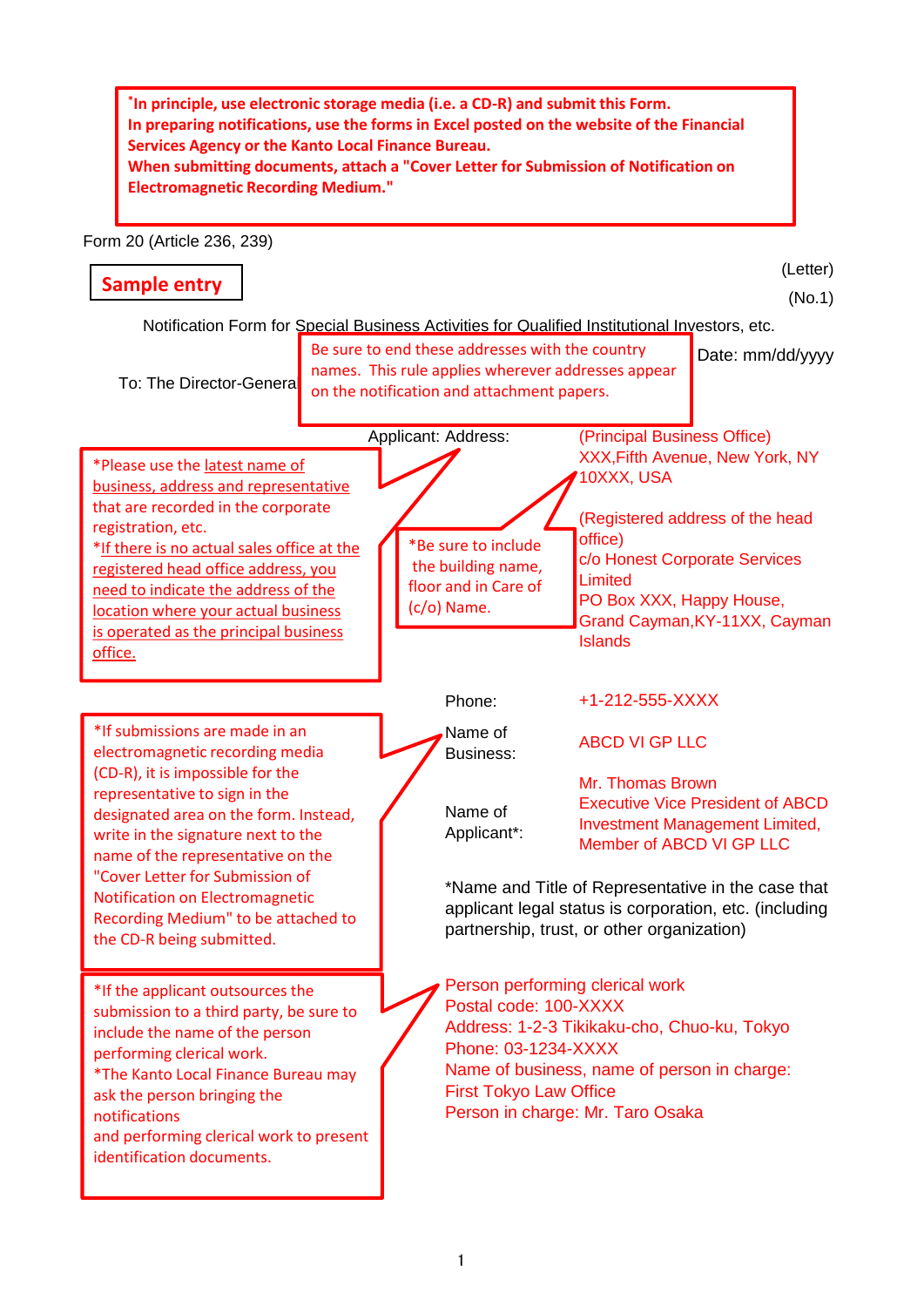**\*In principle, use electronic storage media (i.e. a CD-R) and submit this Form.**
**In preparing notifications, use the forms in Excel posted on the website of the Financial Services Agency or the Kanto Local Finance Bureau.**
**When submitting documents, attach a "Cover Letter for Submission of Notification on Electromagnetic Recording Medium."**

Form 20 (Article 236, 239)

**Sample entry**

(Letter)

(No.1)

Notification Form for Special Business Activities for Qualified Institutional Investors, etc.

Be sure to end these addresses with the country names. This rule applies wherever addresses appear on the notification and attachment papers.

Date: mm/dd/yyyy

To: The Director-General

Applicant: Address: (Principal Business Office)
XXX,Fifth Avenue, New York, NY 10XXX, USA

(Registered address of the head office)
c/o Honest Corporate Services Limited
PO Box XXX, Happy House, Grand Cayman,KY-11XX, Cayman Islands

\*Please use the latest name of business, address and representative that are recorded in the corporate registration, etc.
\*If there is no actual sales office at the registered head office address, you need to indicate the address of the location where your actual business is operated as the principal business office.

\*Be sure to include the building name, floor and in Care of (c/o) Name.

Phone: +1-212-555-XXXX

Name of Business: ABCD VI GP LLC

Name of Applicant\*: Mr. Thomas Brown
Executive Vice President of ABCD Investment Management Limited, Member of ABCD VI GP LLC

\*Name and Title of Representative in the case that applicant legal status is corporation, etc. (including partnership, trust, or other organization)

\*If submissions are made in an electromagnetic recording media (CD-R), it is impossible for the representative to sign in the designated area on the form. Instead, write in the signature next to the name of the representative on the "Cover Letter for Submission of Notification on Electromagnetic Recording Medium" to be attached to the CD-R being submitted.

Person performing clerical work
Postal code: 100-XXXX
Address: 1-2-3 Tikikaku-cho, Chuo-ku, Tokyo
Phone: 03-1234-XXXX
Name of business, name of person in charge:
First Tokyo Law Office
Person in charge: Mr. Taro Osaka

\*If the applicant outsources the submission to a third party, be sure to include the name of the person performing clerical work.
\*The Kanto Local Finance Bureau may ask the person bringing the notifications and performing clerical work to present identification documents.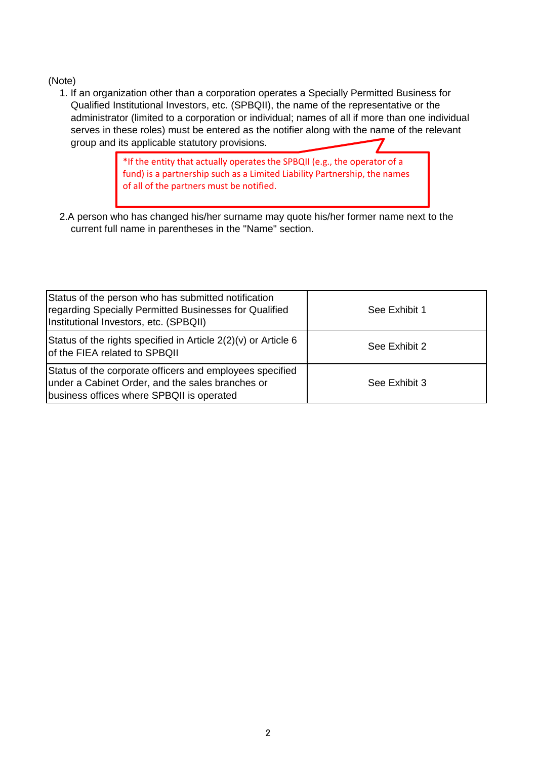(Note)

1. If an organization other than a corporation operates a Specially Permitted Business for Qualified Institutional Investors, etc. (SPBQII), the name of the representative or the administrator (limited to a corporation or individual; names of all if more than one individual serves in these roles) must be entered as the notifier along with the name of the relevant group and its applicable statutory provisions.

   *If the entity that actually operates the SPBQII (e.g., the operator of a fund) is a partnership such as a Limited Liability Partnership, the names of all of the partners must be notified.

2. A person who has changed his/her surname may quote his/her former name next to the current full name in parentheses in the "Name" section.

| | |
|---|---|
| Status of the person who has submitted notification regarding Specially Permitted Businesses for Qualified Institutional Investors, etc. (SPBQII) | See Exhibit 1 |
| Status of the rights specified in Article 2(2)(v) or Article 6 of the FIEA related to SPBQII | See Exhibit 2 |
| Status of the corporate officers and employees specified under a Cabinet Order, and the sales branches or business offices where SPBQII is operated | See Exhibit 3 |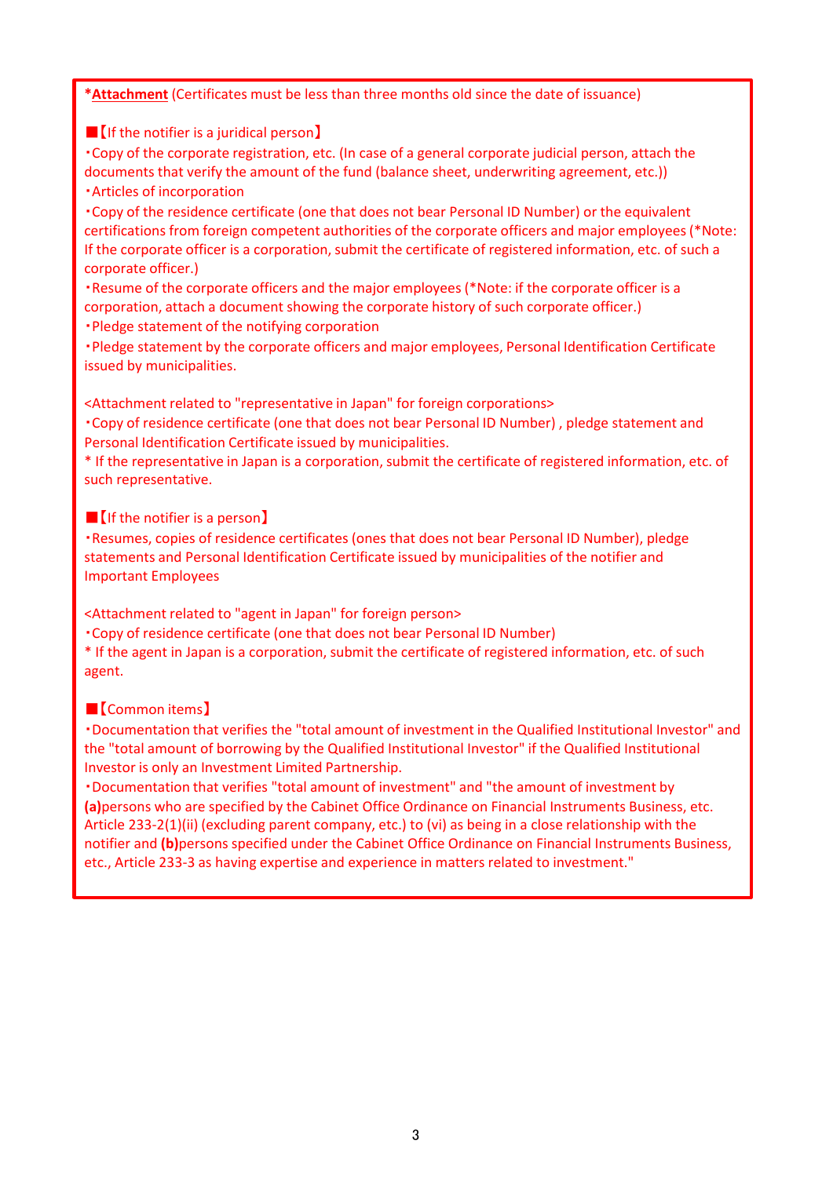***Attachment** (Certificates must be less than three months old since the date of issuance)

■【If the notifier is a juridical person】

・Copy of the corporate registration, etc. (In case of a general corporate judicial person, attach the documents that verify the amount of the fund (balance sheet, underwriting agreement, etc.))

・Articles of incorporation

・Copy of the residence certificate (one that does not bear Personal ID Number) or the equivalent certifications from foreign competent authorities of the corporate officers and major employees (*Note: If the corporate officer is a corporation, submit the certificate of registered information, etc. of such a corporate officer.)

・Resume of the corporate officers and the major employees (*Note: if the corporate officer is a corporation, attach a document showing the corporate history of such corporate officer.)

・Pledge statement of the notifying corporation

・Pledge statement by the corporate officers and major employees, Personal Identification Certificate issued by municipalities.

<Attachment related to "representative in Japan" for foreign corporations>

・Copy of residence certificate (one that does not bear Personal ID Number) , pledge statement and Personal Identification Certificate issued by municipalities.

* If the representative in Japan is a corporation, submit the certificate of registered information, etc. of such representative.

■【If the notifier is a person】

・Resumes, copies of residence certificates (ones that does not bear Personal ID Number), pledge statements and Personal Identification Certificate issued by municipalities of the notifier and Important Employees

<Attachment related to "agent in Japan" for foreign person>

・Copy of residence certificate (one that does not bear Personal ID Number)

* If the agent in Japan is a corporation, submit the certificate of registered information, etc. of such agent.

■【Common items】

・Documentation that verifies the "total amount of investment in the Qualified Institutional Investor" and the "total amount of borrowing by the Qualified Institutional Investor" if the Qualified Institutional Investor is only an Investment Limited Partnership.

・Documentation that verifies "total amount of investment" and "the amount of investment by **(a)**persons who are specified by the Cabinet Office Ordinance on Financial Instruments Business, etc. Article 233-2(1)(ii) (excluding parent company, etc.) to (vi) as being in a close relationship with the notifier and **(b)**persons specified under the Cabinet Office Ordinance on Financial Instruments Business, etc., Article 233-3 as having expertise and experience in matters related to investment."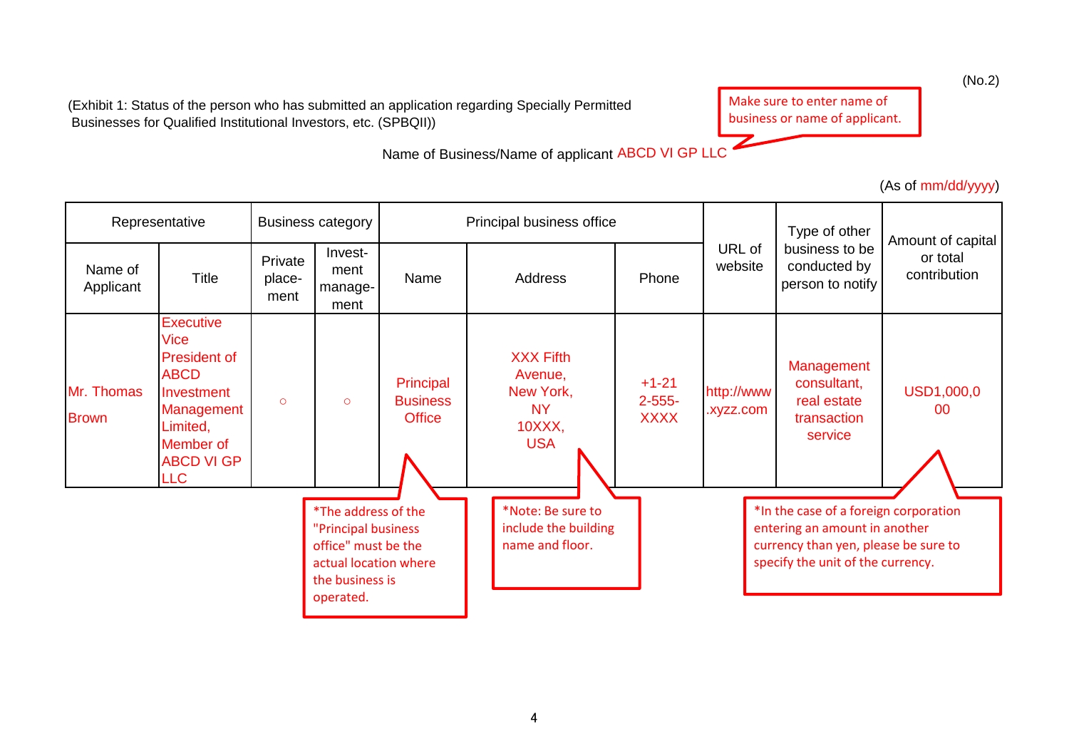(No.2)

(Exhibit 1: Status of the person who has submitted an application regarding Specially Permitted Businesses for Qualified Institutional Investors, etc. (SPBQII))

Make sure to enter name of business or name of applicant.

Name of Business/Name of applicant ABCD VI GP LLC

(As of mm/dd/yyyy)

| Representative | | Business category | | Principal business office | | | URL of website | Type of other business to be conducted by person to notify | Amount of capital or total contribution |
|---|---|---|---|---|---|---|---|---|---|
| Name of Applicant | Title | Private place-ment | Invest-ment manage-ment | Name | Address | Phone | | | |
| Mr. Thomas Brown | Executive Vice President of ABCD Investment Management Limited, Member of ABCD VI GP LLC | ○ | ○ | Principal Business Office | XXX Fifth Avenue, New York, NY 10XXX, USA | +1-212-555-XXXX | http://www.xyzz.com | Management consultant, real estate transaction service | USD1,000,000 |

*The address of the "Principal business office" must be the actual location where the business is operated.

*Note: Be sure to include the building name and floor.

*In the case of a foreign corporation entering an amount in another currency than yen, please be sure to specify the unit of the currency.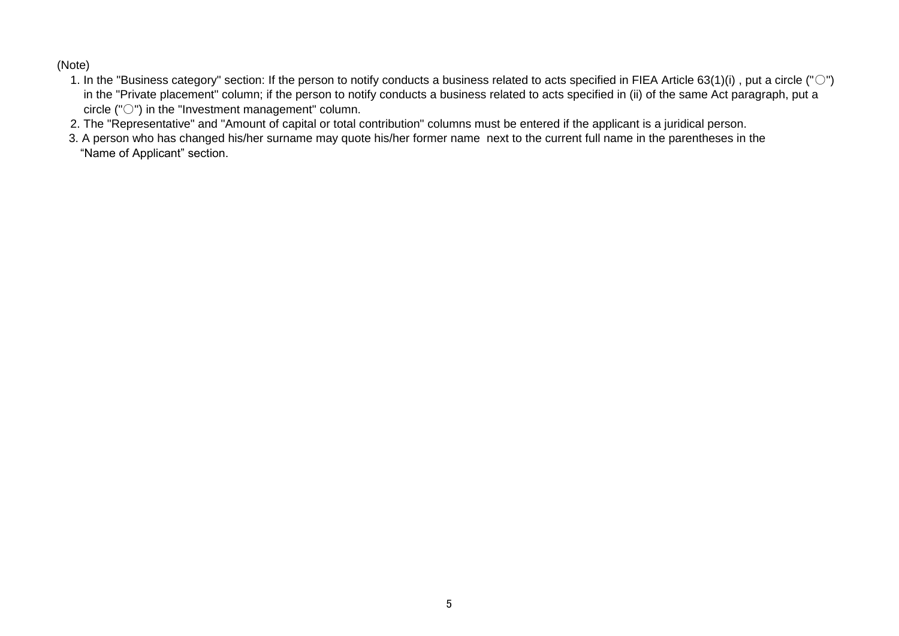(Note)

1. In the "Business category" section: If the person to notify conducts a business related to acts specified in FIEA Article 63(1)(i) , put a circle ("〇") in the "Private placement" column; if the person to notify conducts a business related to acts specified in (ii) of the same Act paragraph, put a circle ("〇") in the "Investment management" column.
2. The "Representative" and "Amount of capital or total contribution" columns must be entered if the applicant is a juridical person.
3. A person who has changed his/her surname may quote his/her former name next to the current full name in the parentheses in the "Name of Applicant" section.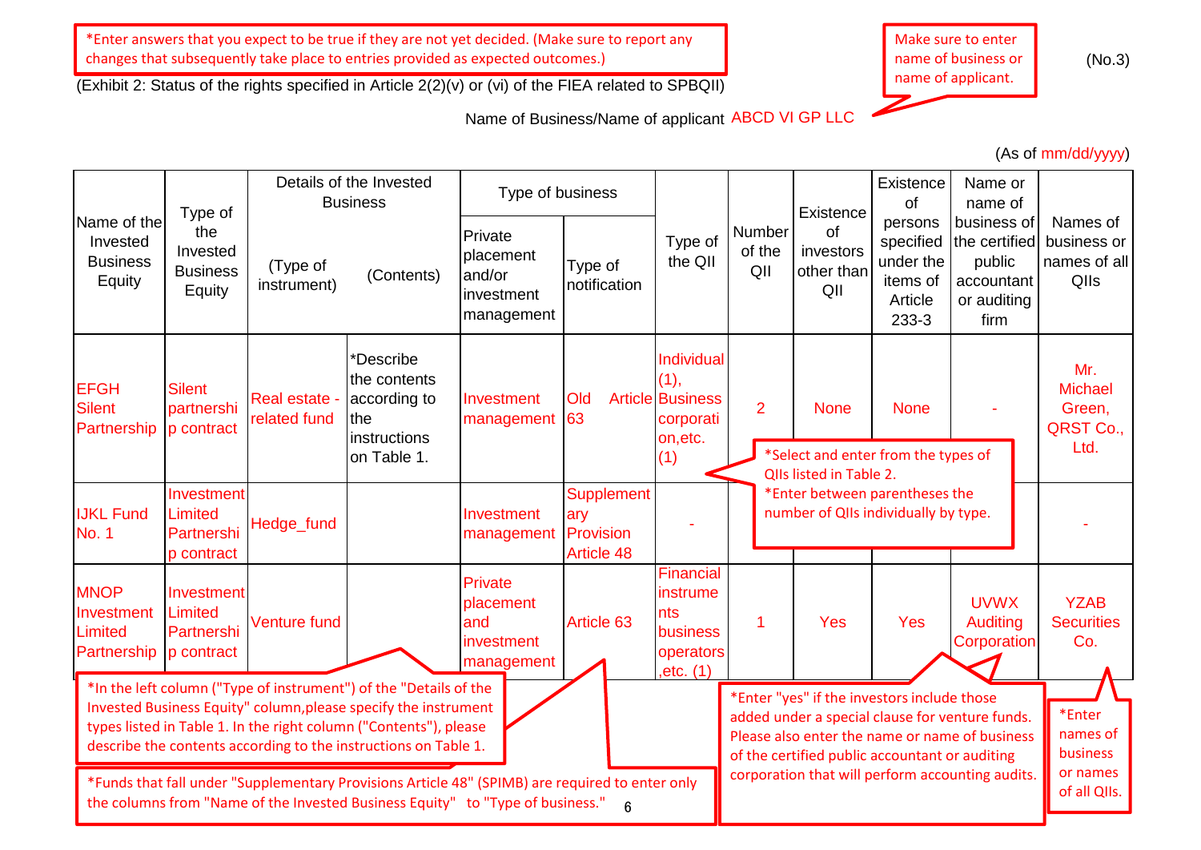*Enter answers that you expect to be true if they are not yet decided. (Make sure to report any changes that subsequently take place to entries provided as expected outcomes.)

Make sure to enter name of business or name of applicant.

(No.3)

(Exhibit 2: Status of the rights specified in Article 2(2)(v) or (vi) of the FIEA related to SPBQII)

Name of Business/Name of applicant ABCD VI GP LLC

(As of mm/dd/yyyy)

| Name of the Invested Business Equity | Type of the Invested Business Equity | Details of the Invested Business | | Type of business | | Type of the QII | Number of the QII | Existence of investors other than QII | Existence of persons specified under the items of Article 233-3 | Name or name of business of the certified public accountant or auditing firm | Names of business or names of all QIIs |
|---|---|---|---|---|---|---|---|---|---|---|---|
| | | (Type of instrument) | (Contents) | Private placement and/or investment management | Type of notification | | | | | | |
| EFGH Silent Partnership | Silent partnership contract | Real estate - related fund | *Describe the contents according to the instructions on Table 1. | Investment management | Old Article 63 | Individual (1), Business corporation,etc. (1) | 2 | None | None | - | Mr. Michael Green, QRST Co., Ltd. |
| IJKL Fund No. 1 | Investment Limited Partnership contract | Hedge_fund | | Investment management | Supplementary Provision Article 48 | - | | | | | - |
| MNOP Investment Limited Partnership | Investment Limited Partnership contract | Venture fund | | Private placement and investment management | Article 63 | Financial instruments business operators ,etc. (1) | 1 | Yes | Yes | UVWX Auditing Corporation | YZAB Securities Co. |

*Select and enter from the types of QIIs listed in Table 2.
*Enter between parentheses the number of QIIs individually by type.

*In the left column ("Type of instrument") of the "Details of the Invested Business Equity" column,please specify the instrument types listed in Table 1. In the right column ("Contents"), please describe the contents according to the instructions on Table 1.

*Funds that fall under "Supplementary Provisions Article 48" (SPIMB) are required to enter only the columns from "Name of the Invested Business Equity" to "Type of business."

*Enter "yes" if the investors include those added under a special clause for venture funds. Please also enter the name or name of business of the certified public accountant or auditing corporation that will perform accounting audits.

*Enter names of business or names of all QIIs.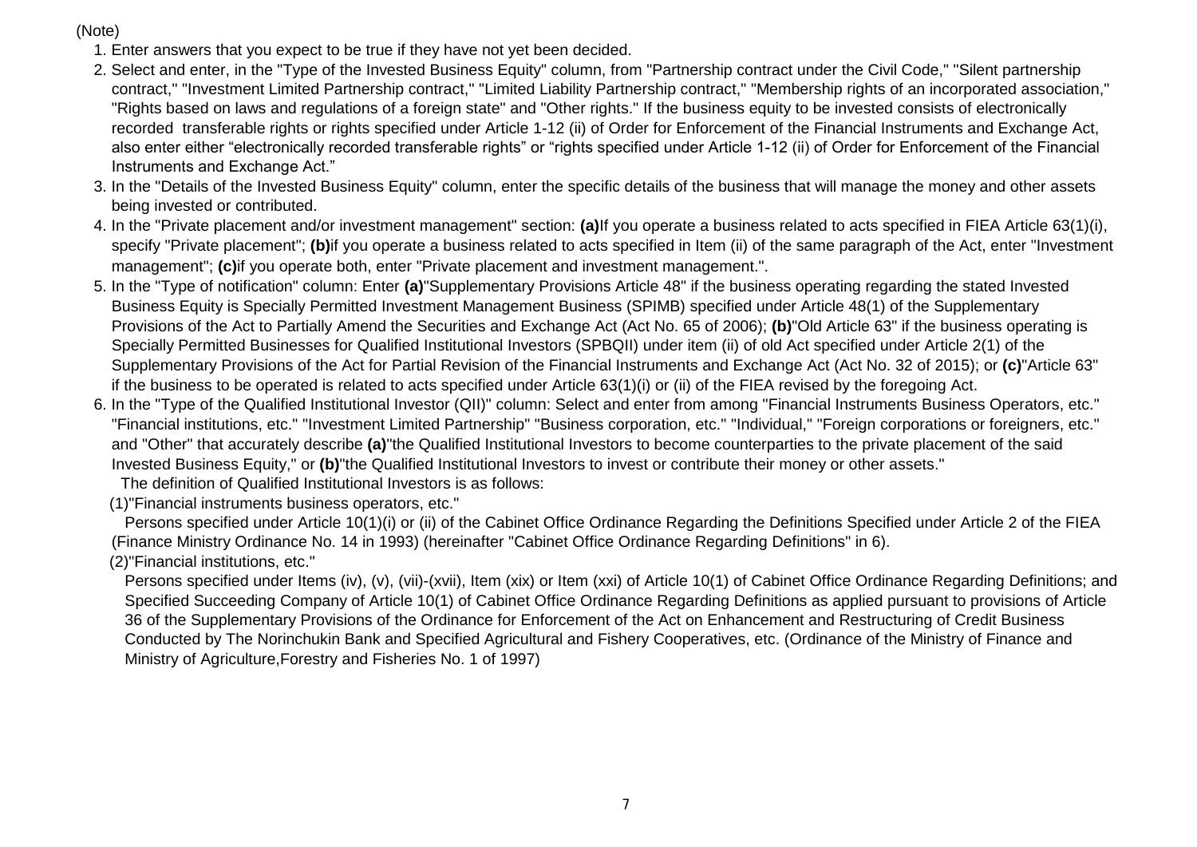(Note)

1. Enter answers that you expect to be true if they have not yet been decided.
2. Select and enter, in the "Type of the Invested Business Equity" column, from "Partnership contract under the Civil Code," "Silent partnership contract," "Investment Limited Partnership contract," "Limited Liability Partnership contract," "Membership rights of an incorporated association," "Rights based on laws and regulations of a foreign state" and "Other rights." If the business equity to be invested consists of electronically recorded transferable rights or rights specified under Article 1-12 (ii) of Order for Enforcement of the Financial Instruments and Exchange Act, also enter either "electronically recorded transferable rights" or "rights specified under Article 1-12 (ii) of Order for Enforcement of the Financial Instruments and Exchange Act."
3. In the "Details of the Invested Business Equity" column, enter the specific details of the business that will manage the money and other assets being invested or contributed.
4. In the "Private placement and/or investment management" section: **(a)**If you operate a business related to acts specified in FIEA Article 63(1)(i), specify "Private placement"; **(b)**if you operate a business related to acts specified in Item (ii) of the same paragraph of the Act, enter "Investment management"; **(c)**if you operate both, enter "Private placement and investment management.".
5. In the "Type of notification" column: Enter **(a)**"Supplementary Provisions Article 48" if the business operating regarding the stated Invested Business Equity is Specially Permitted Investment Management Business (SPIMB) specified under Article 48(1) of the Supplementary Provisions of the Act to Partially Amend the Securities and Exchange Act (Act No. 65 of 2006); **(b)**"Old Article 63" if the business operating is Specially Permitted Businesses for Qualified Institutional Investors (SPBQII) under item (ii) of old Act specified under Article 2(1) of the Supplementary Provisions of the Act for Partial Revision of the Financial Instruments and Exchange Act (Act No. 32 of 2015); or **(c)**"Article 63" if the business to be operated is related to acts specified under Article 63(1)(i) or (ii) of the FIEA revised by the foregoing Act.
6. In the "Type of the Qualified Institutional Investor (QII)" column: Select and enter from among "Financial Instruments Business Operators, etc." "Financial institutions, etc." "Investment Limited Partnership" "Business corporation, etc." "Individual," "Foreign corporations or foreigners, etc." and "Other" that accurately describe **(a)**"the Qualified Institutional Investors to become counterparties to the private placement of the said Invested Business Equity," or **(b)**"the Qualified Institutional Investors to invest or contribute their money or other assets."

   The definition of Qualified Institutional Investors is as follows:

   (1)"Financial instruments business operators, etc."

   Persons specified under Article 10(1)(i) or (ii) of the Cabinet Office Ordinance Regarding the Definitions Specified under Article 2 of the FIEA (Finance Ministry Ordinance No. 14 in 1993) (hereinafter "Cabinet Office Ordinance Regarding Definitions" in 6).

   (2)"Financial institutions, etc."

   Persons specified under Items (iv), (v), (vii)-(xvii), Item (xix) or Item (xxi) of Article 10(1) of Cabinet Office Ordinance Regarding Definitions; and Specified Succeeding Company of Article 10(1) of Cabinet Office Ordinance Regarding Definitions as applied pursuant to provisions of Article 36 of the Supplementary Provisions of the Ordinance for Enforcement of the Act on Enhancement and Restructuring of Credit Business Conducted by The Norinchukin Bank and Specified Agricultural and Fishery Cooperatives, etc. (Ordinance of the Ministry of Finance and Ministry of Agriculture,Forestry and Fisheries No. 1 of 1997)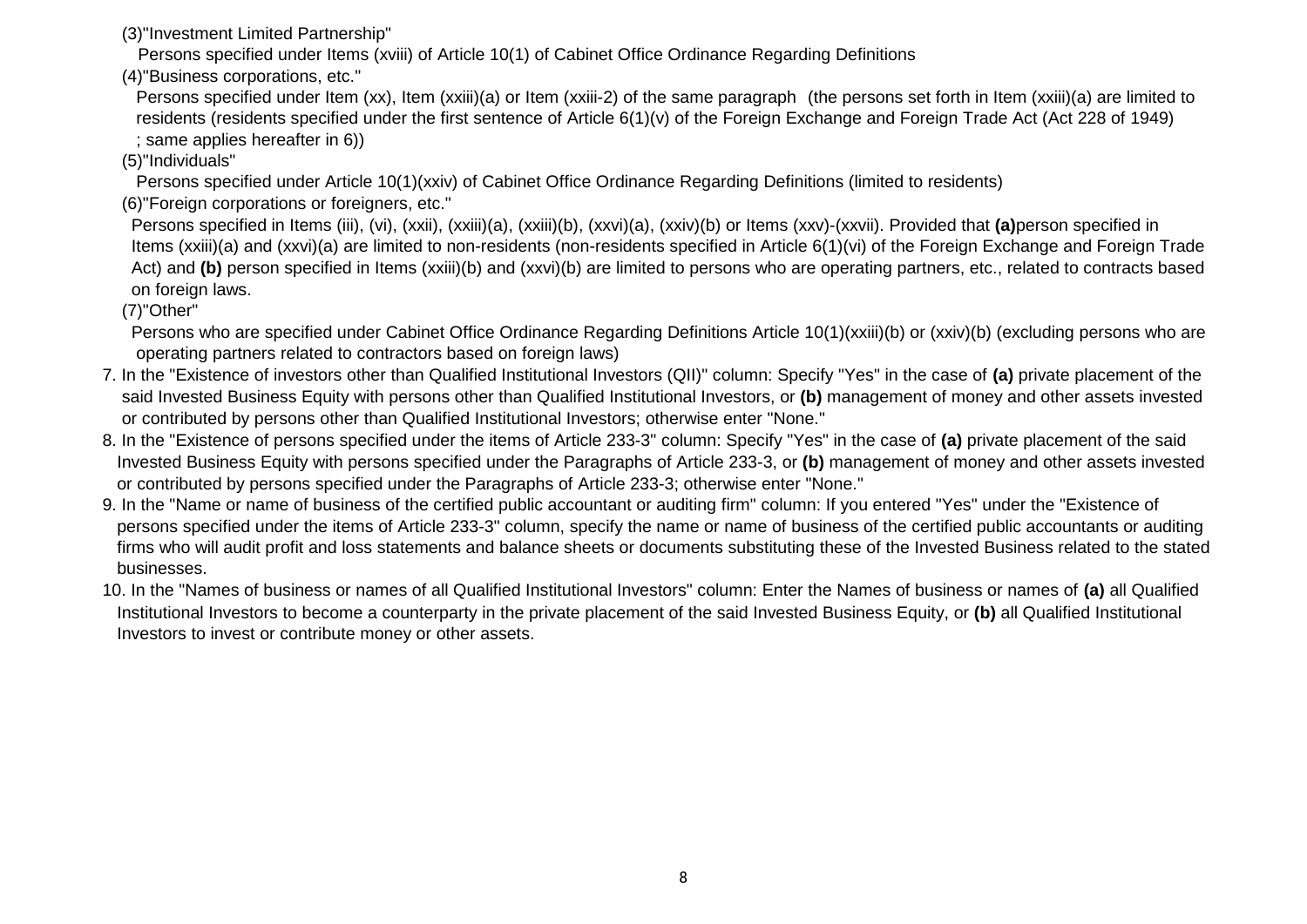(3)"Investment Limited Partnership"

Persons specified under Items (xviii) of Article 10(1) of Cabinet Office Ordinance Regarding Definitions

(4)"Business corporations, etc."

Persons specified under Item (xx), Item (xxiii)(a) or Item (xxiii-2) of the same paragraph (the persons set forth in Item (xxiii)(a) are limited to residents (residents specified under the first sentence of Article 6(1)(v) of the Foreign Exchange and Foreign Trade Act (Act 228 of 1949) ; same applies hereafter in 6))

(5)"Individuals"

Persons specified under Article 10(1)(xxiv) of Cabinet Office Ordinance Regarding Definitions (limited to residents)

(6)"Foreign corporations or foreigners, etc."

Persons specified in Items (iii), (vi), (xxii), (xxiii)(a), (xxiii)(b), (xxvi)(a), (xxiv)(b) or Items (xxv)-(xxvii). Provided that **(a)**person specified in Items (xxiii)(a) and (xxvi)(a) are limited to non-residents (non-residents specified in Article 6(1)(vi) of the Foreign Exchange and Foreign Trade Act) and **(b)** person specified in Items (xxiii)(b) and (xxvi)(b) are limited to persons who are operating partners, etc., related to contracts based on foreign laws.

(7)"Other"

Persons who are specified under Cabinet Office Ordinance Regarding Definitions Article 10(1)(xxiii)(b) or (xxiv)(b) (excluding persons who are operating partners related to contractors based on foreign laws)

7. In the "Existence of investors other than Qualified Institutional Investors (QII)" column: Specify "Yes" in the case of **(a)** private placement of the said Invested Business Equity with persons other than Qualified Institutional Investors, or **(b)** management of money and other assets invested or contributed by persons other than Qualified Institutional Investors; otherwise enter "None."
8. In the "Existence of persons specified under the items of Article 233-3" column: Specify "Yes" in the case of **(a)** private placement of the said Invested Business Equity with persons specified under the Paragraphs of Article 233-3, or **(b)** management of money and other assets invested or contributed by persons specified under the Paragraphs of Article 233-3; otherwise enter "None."
9. In the "Name or name of business of the certified public accountant or auditing firm" column: If you entered "Yes" under the "Existence of persons specified under the items of Article 233-3" column, specify the name or name of business of the certified public accountants or auditing firms who will audit profit and loss statements and balance sheets or documents substituting these of the Invested Business related to the stated businesses.
10. In the "Names of business or names of all Qualified Institutional Investors" column: Enter the Names of business or names of **(a)** all Qualified Institutional Investors to become a counterparty in the private placement of the said Invested Business Equity, or **(b)** all Qualified Institutional Investors to invest or contribute money or other assets.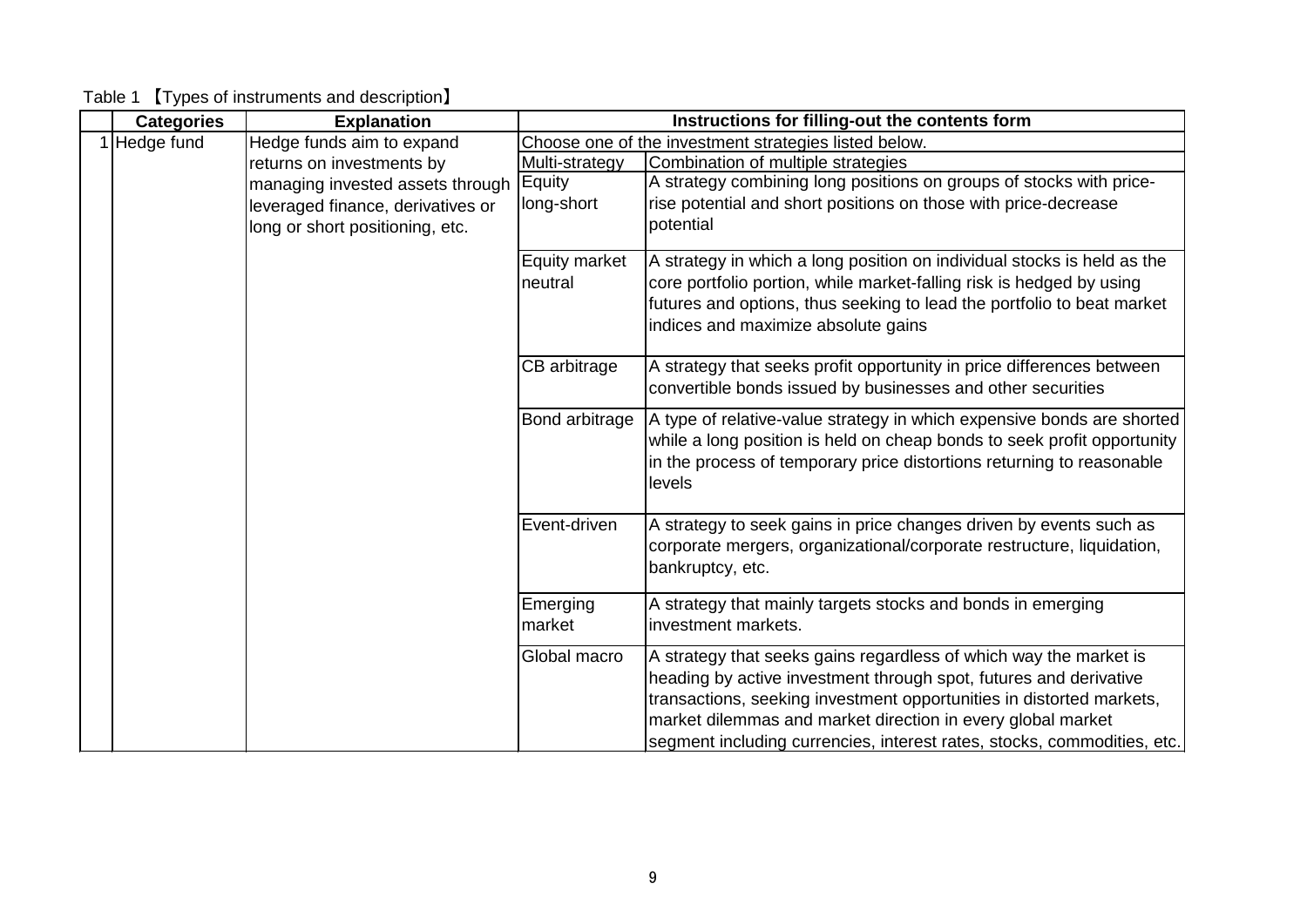Table 1 【Types of instruments and description】

| | Categories | Explanation | Instructions for filling-out the contents form | |
|---|---|---|---|---|
| 1 | Hedge fund | Hedge funds aim to expand returns on investments by managing invested assets through leveraged finance, derivatives or long or short positioning, etc. | Choose one of the investment strategies listed below. | |
| | | | Multi-strategy | Combination of multiple strategies |
| | | | Equity long-short | A strategy combining long positions on groups of stocks with price-rise potential and short positions on those with price-decrease potential |
| | | | Equity market neutral | A strategy in which a long position on individual stocks is held as the core portfolio portion, while market-falling risk is hedged by using futures and options, thus seeking to lead the portfolio to beat market indices and maximize absolute gains |
| | | | CB arbitrage | A strategy that seeks profit opportunity in price differences between convertible bonds issued by businesses and other securities |
| | | | Bond arbitrage | A type of relative-value strategy in which expensive bonds are shorted while a long position is held on cheap bonds to seek profit opportunity in the process of temporary price distortions returning to reasonable levels |
| | | | Event-driven | A strategy to seek gains in price changes driven by events such as corporate mergers, organizational/corporate restructure, liquidation, bankruptcy, etc. |
| | | | Emerging market | A strategy that mainly targets stocks and bonds in emerging investment markets. |
| | | | Global macro | A strategy that seeks gains regardless of which way the market is heading by active investment through spot, futures and derivative transactions, seeking investment opportunities in distorted markets, market dilemmas and market direction in every global market segment including currencies, interest rates, stocks, commodities, etc. |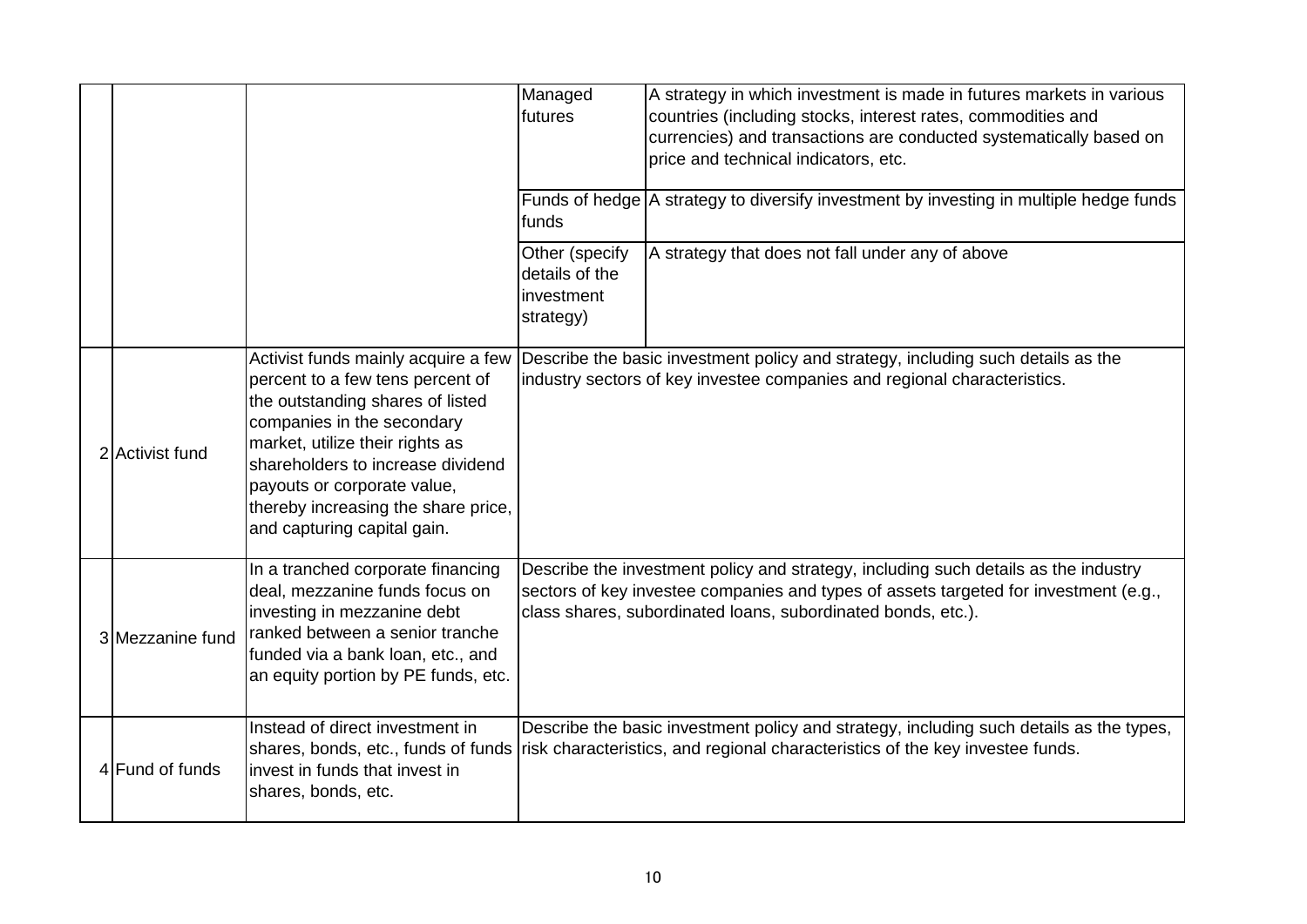| | | | | |
|---|---|---|---|---|
| | | | Managed futures | A strategy in which investment is made in futures markets in various countries (including stocks, interest rates, commodities and currencies) and transactions are conducted systematically based on price and technical indicators, etc. |
| | | | Funds of hedge funds | A strategy to diversify investment by investing in multiple hedge funds |
| | | | Other (specify details of the investment strategy) | A strategy that does not fall under any of above |
| 2 | Activist fund | Activist funds mainly acquire a few percent to a few tens percent of the outstanding shares of listed companies in the secondary market, utilize their rights as shareholders to increase dividend payouts or corporate value, thereby increasing the share price, and capturing capital gain. | Describe the basic investment policy and strategy, including such details as the industry sectors of key investee companies and regional characteristics. | |
| 3 | Mezzanine fund | In a tranched corporate financing deal, mezzanine funds focus on investing in mezzanine debt ranked between a senior tranche funded via a bank loan, etc., and an equity portion by PE funds, etc. | Describe the investment policy and strategy, including such details as the industry sectors of key investee companies and types of assets targeted for investment (e.g., class shares, subordinated loans, subordinated bonds, etc.). | |
| 4 | Fund of funds | Instead of direct investment in shares, bonds, etc., funds of funds invest in funds that invest in shares, bonds, etc. | Describe the basic investment policy and strategy, including such details as the types, risk characteristics, and regional characteristics of the key investee funds. | |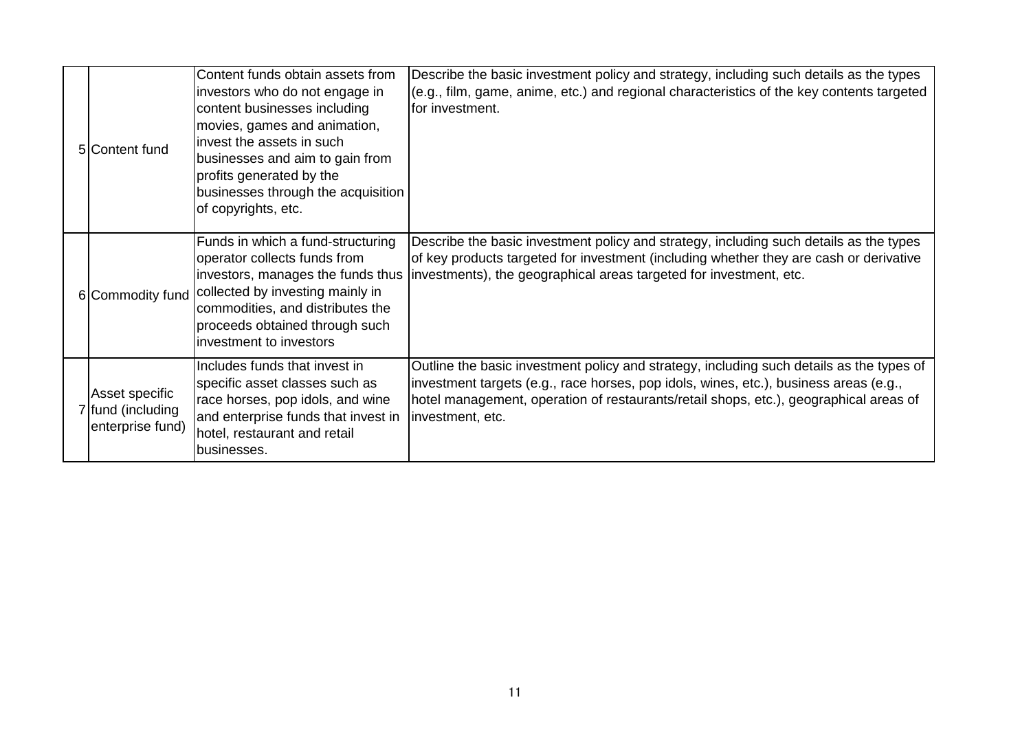| | | | |
|---|---|---|---|
| 5 | Content fund | Content funds obtain assets from investors who do not engage in content businesses including movies, games and animation, invest the assets in such businesses and aim to gain from profits generated by the businesses through the acquisition of copyrights, etc. | Describe the basic investment policy and strategy, including such details as the types (e.g., film, game, anime, etc.) and regional characteristics of the key contents targeted for investment. |
| 6 | Commodity fund | Funds in which a fund-structuring operator collects funds from investors, manages the funds thus collected by investing mainly in commodities, and distributes the proceeds obtained through such investment to investors | Describe the basic investment policy and strategy, including such details as the types of key products targeted for investment (including whether they are cash or derivative investments), the geographical areas targeted for investment, etc. |
| 7 | Asset specific fund (including enterprise fund) | Includes funds that invest in specific asset classes such as race horses, pop idols, and wine and enterprise funds that invest in hotel, restaurant and retail businesses. | Outline the basic investment policy and strategy, including such details as the types of investment targets (e.g., race horses, pop idols, wines, etc.), business areas (e.g., hotel management, operation of restaurants/retail shops, etc.), geographical areas of investment, etc. |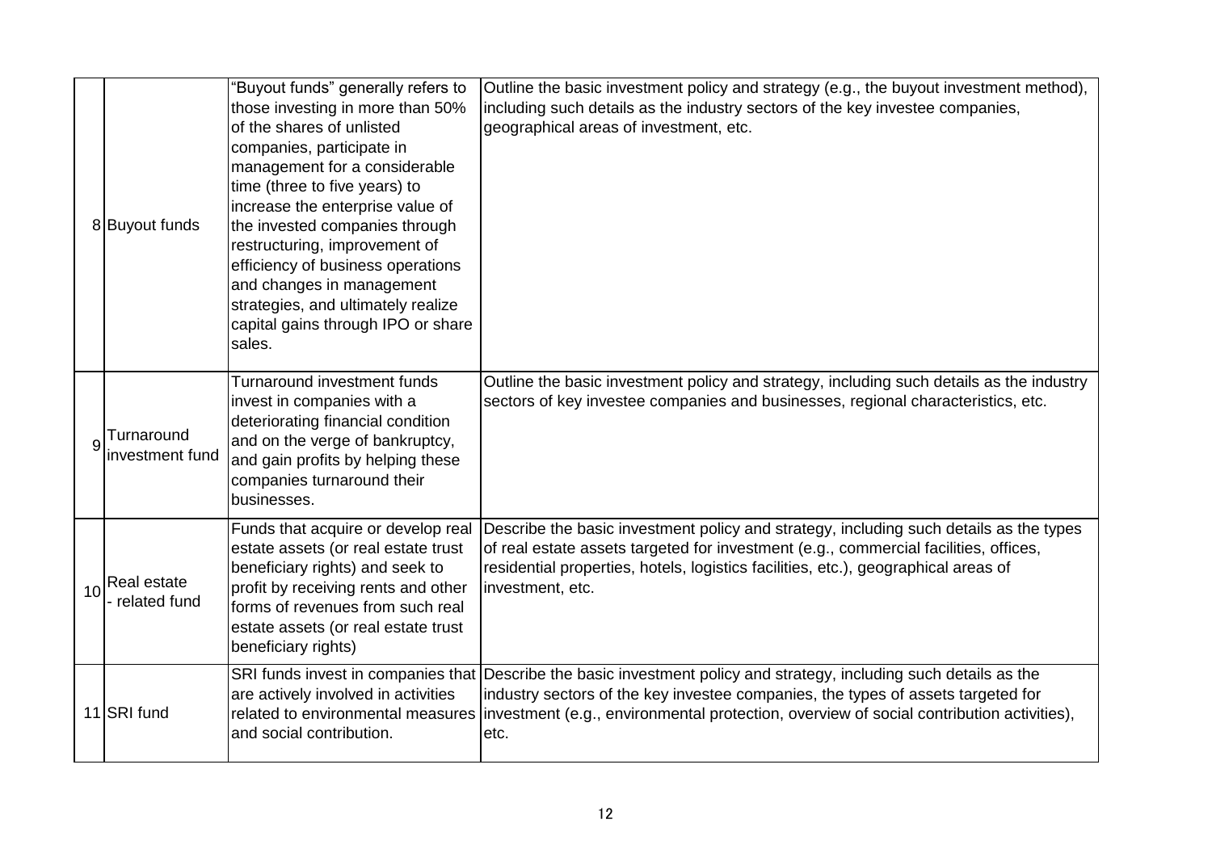| | | | |
|---|---|---|---|
| 8 | Buyout funds | "Buyout funds" generally refers to those investing in more than 50% of the shares of unlisted companies, participate in management for a considerable time (three to five years) to increase the enterprise value of the invested companies through restructuring, improvement of efficiency of business operations and changes in management strategies, and ultimately realize capital gains through IPO or share sales. | Outline the basic investment policy and strategy (e.g., the buyout investment method), including such details as the industry sectors of the key investee companies, geographical areas of investment, etc. |
| 9 | Turnaround investment fund | Turnaround investment funds invest in companies with a deteriorating financial condition and on the verge of bankruptcy, and gain profits by helping these companies turnaround their businesses. | Outline the basic investment policy and strategy, including such details as the industry sectors of key investee companies and businesses, regional characteristics, etc. |
| 10 | Real estate - related fund | Funds that acquire or develop real estate assets (or real estate trust beneficiary rights) and seek to profit by receiving rents and other forms of revenues from such real estate assets (or real estate trust beneficiary rights) | Describe the basic investment policy and strategy, including such details as the types of real estate assets targeted for investment (e.g., commercial facilities, offices, residential properties, hotels, logistics facilities, etc.), geographical areas of investment, etc. |
| 11 | SRI fund | SRI funds invest in companies that are actively involved in activities related to environmental measures and social contribution. | Describe the basic investment policy and strategy, including such details as the industry sectors of the key investee companies, the types of assets targeted for investment (e.g., environmental protection, overview of social contribution activities), etc. |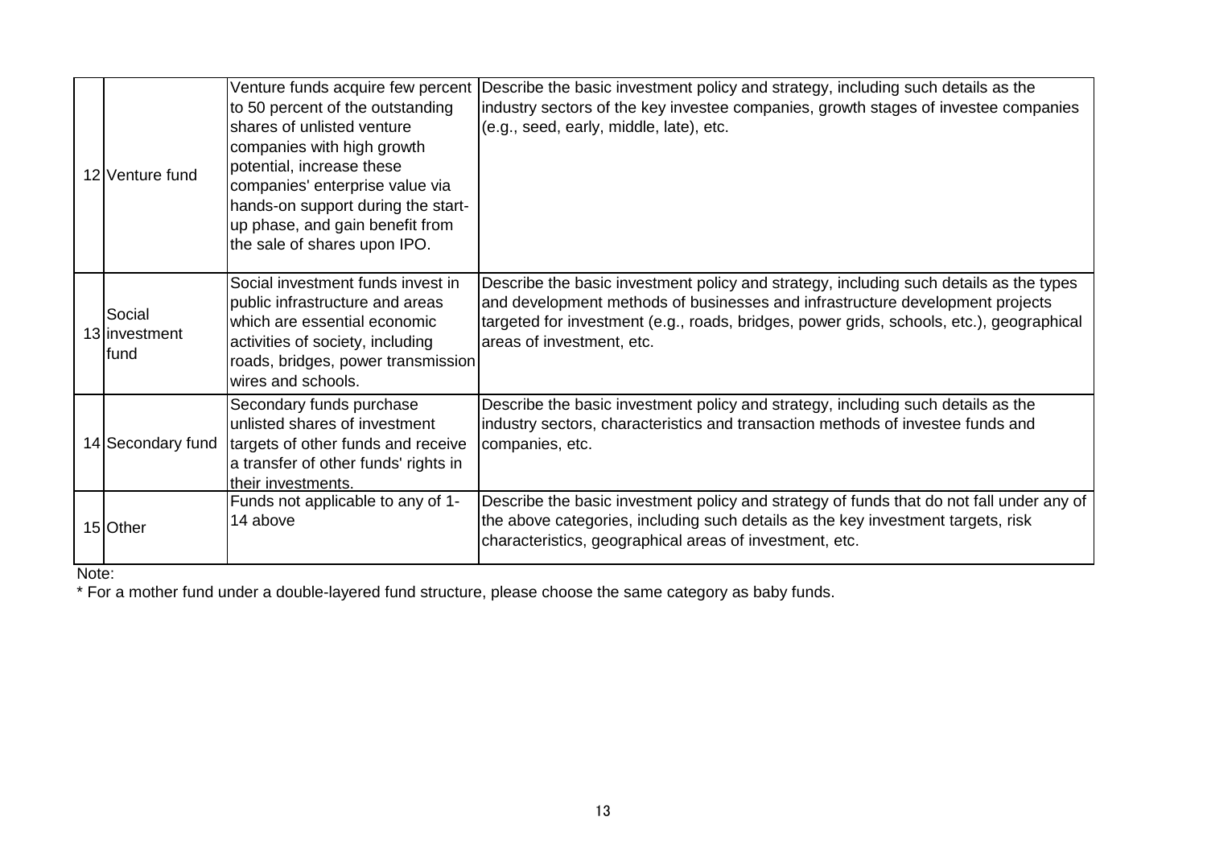| | | | |
|---|---|---|---|
| 12 | Venture fund | Venture funds acquire few percent to 50 percent of the outstanding shares of unlisted venture companies with high growth potential, increase these companies' enterprise value via hands-on support during the start-up phase, and gain benefit from the sale of shares upon IPO. | Describe the basic investment policy and strategy, including such details as the industry sectors of the key investee companies, growth stages of investee companies (e.g., seed, early, middle, late), etc. |
| 13 | Social investment fund | Social investment funds invest in public infrastructure and areas which are essential economic activities of society, including roads, bridges, power transmission wires and schools. | Describe the basic investment policy and strategy, including such details as the types and development methods of businesses and infrastructure development projects targeted for investment (e.g., roads, bridges, power grids, schools, etc.), geographical areas of investment, etc. |
| 14 | Secondary fund | Secondary funds purchase unlisted shares of investment targets of other funds and receive a transfer of other funds' rights in their investments. | Describe the basic investment policy and strategy, including such details as the industry sectors, characteristics and transaction methods of investee funds and companies, etc. |
| 15 | Other | Funds not applicable to any of 1-14 above | Describe the basic investment policy and strategy of funds that do not fall under any of the above categories, including such details as the key investment targets, risk characteristics, geographical areas of investment, etc. |

Note:

* For a mother fund under a double-layered fund structure, please choose the same category as baby funds.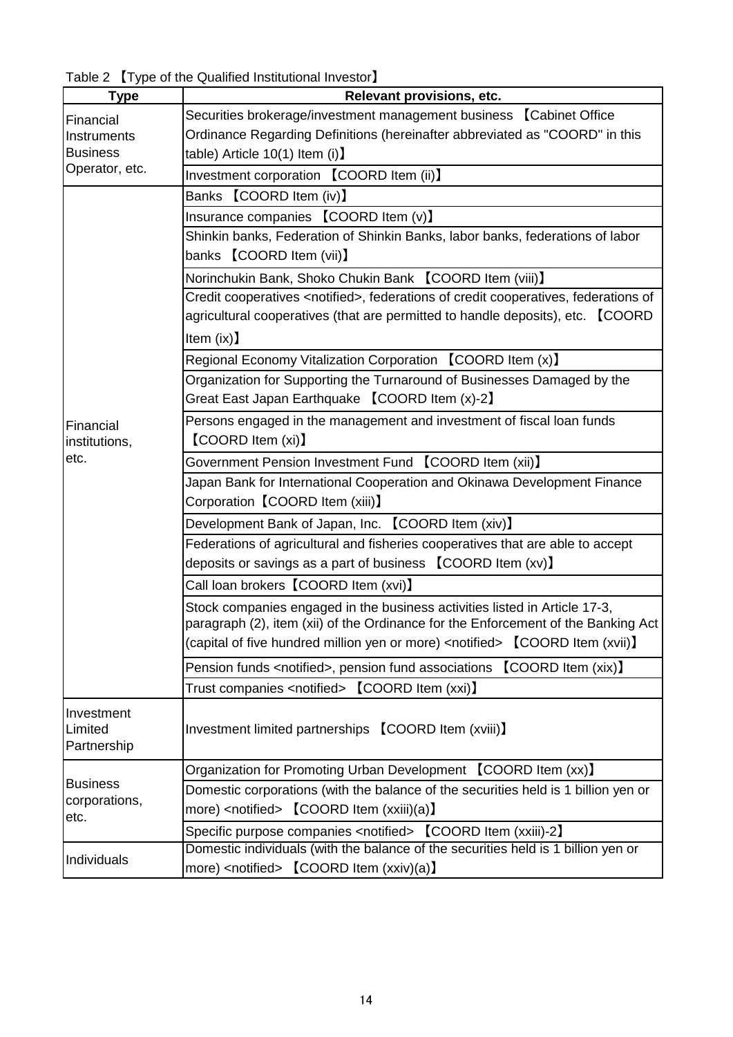Table 2 【Type of the Qualified Institutional Investor】

| Type | Relevant provisions, etc. |
| --- | --- |
| Financial Instruments Business Operator, etc. | Securities brokerage/investment management business 【Cabinet Office Ordinance Regarding Definitions (hereinafter abbreviated as "COORD" in this table) Article 10(1) Item (i)】 |
| | Investment corporation 【COORD Item (ii)】 |
| Financial institutions, etc. | Banks 【COORD Item (iv)】 |
| | Insurance companies 【COORD Item (v)】 |
| | Shinkin banks, Federation of Shinkin Banks, labor banks, federations of labor banks 【COORD Item (vii)】 |
| | Norinchukin Bank, Shoko Chukin Bank 【COORD Item (viii)】 |
| | Credit cooperatives <notified>, federations of credit cooperatives, federations of agricultural cooperatives (that are permitted to handle deposits), etc. 【COORD Item (ix)】 |
| | Regional Economy Vitalization Corporation 【COORD Item (x)】 |
| | Organization for Supporting the Turnaround of Businesses Damaged by the Great East Japan Earthquake 【COORD Item (x)-2】 |
| | Persons engaged in the management and investment of fiscal loan funds 【COORD Item (xi)】 |
| | Government Pension Investment Fund 【COORD Item (xii)】 |
| | Japan Bank for International Cooperation and Okinawa Development Finance Corporation【COORD Item (xiii)】 |
| | Development Bank of Japan, Inc. 【COORD Item (xiv)】 |
| | Federations of agricultural and fisheries cooperatives that are able to accept deposits or savings as a part of business 【COORD Item (xv)】 |
| | Call loan brokers【COORD Item (xvi)】 |
| | Stock companies engaged in the business activities listed in Article 17-3, paragraph (2), item (xii) of the Ordinance for the Enforcement of the Banking Act (capital of five hundred million yen or more) <notified> 【COORD Item (xvii)】 |
| | Pension funds <notified>, pension fund associations 【COORD Item (xix)】 |
| | Trust companies <notified> 【COORD Item (xxi)】 |
| Investment Limited Partnership | Investment limited partnerships 【COORD Item (xviii)】 |
| Business corporations, etc. | Organization for Promoting Urban Development 【COORD Item (xx)】 |
| | Domestic corporations (with the balance of the securities held is 1 billion yen or more) <notified> 【COORD Item (xxiii)(a)】 |
| | Specific purpose companies <notified> 【COORD Item (xxiii)-2】 |
| Individuals | Domestic individuals (with the balance of the securities held is 1 billion yen or more) <notified> 【COORD Item (xxiv)(a)】 |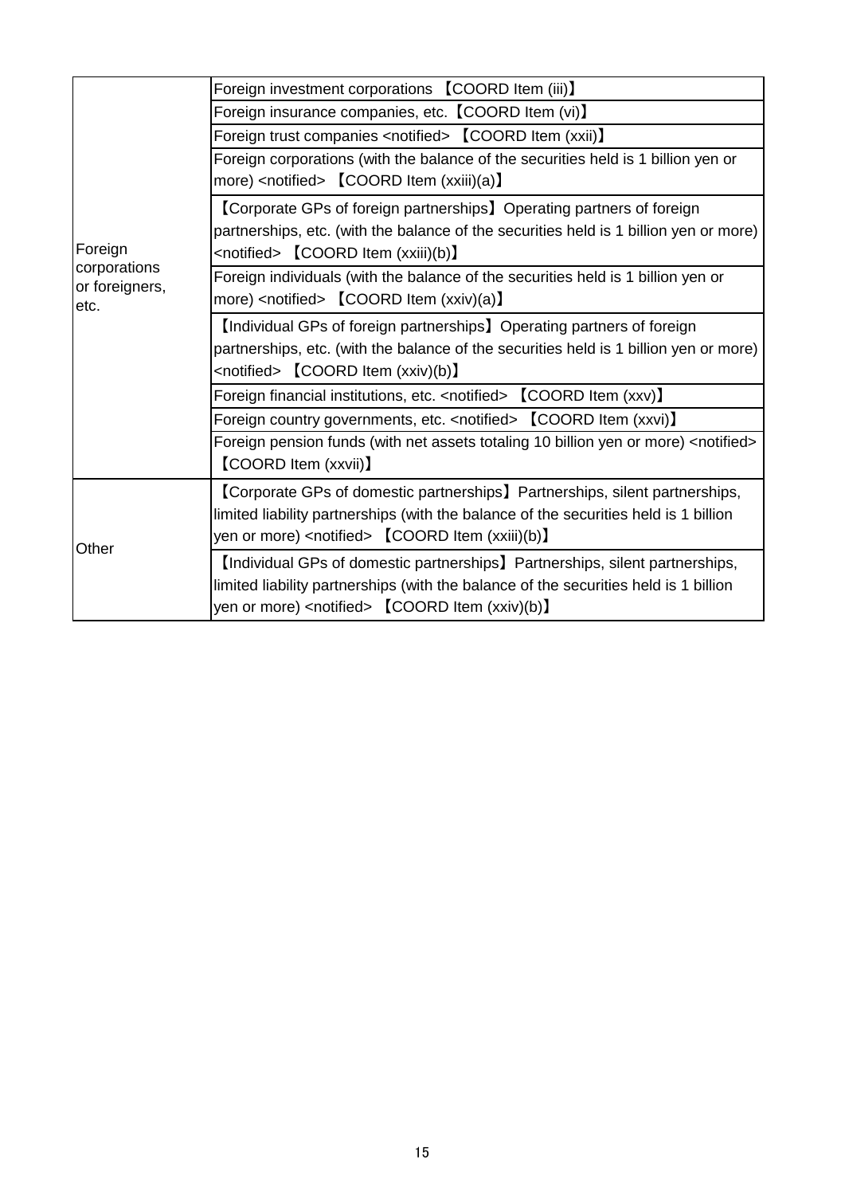| | |
|---|---|
| Foreign corporations or foreigners, etc. | Foreign investment corporations 【COORD Item (iii)】 |
| | Foreign insurance companies, etc.【COORD Item (vi)】 |
| | Foreign trust companies <notified> 【COORD Item (xxii)】 |
| | Foreign corporations (with the balance of the securities held is 1 billion yen or more) <notified> 【COORD Item (xxiii)(a)】 |
| | 【Corporate GPs of foreign partnerships】Operating partners of foreign partnerships, etc. (with the balance of the securities held is 1 billion yen or more) <notified> 【COORD Item (xxiii)(b)】 |
| | Foreign individuals (with the balance of the securities held is 1 billion yen or more) <notified> 【COORD Item (xxiv)(a)】 |
| | 【Individual GPs of foreign partnerships】Operating partners of foreign partnerships, etc. (with the balance of the securities held is 1 billion yen or more) <notified> 【COORD Item (xxiv)(b)】 |
| | Foreign financial institutions, etc. <notified> 【COORD Item (xxv)】 |
| | Foreign country governments, etc. <notified> 【COORD Item (xxvi)】 |
| | Foreign pension funds (with net assets totaling 10 billion yen or more) <notified> 【COORD Item (xxvii)】 |
| Other | 【Corporate GPs of domestic partnerships】Partnerships, silent partnerships, limited liability partnerships (with the balance of the securities held is 1 billion yen or more) <notified> 【COORD Item (xxiii)(b)】 |
| | 【Individual GPs of domestic partnerships】Partnerships, silent partnerships, limited liability partnerships (with the balance of the securities held is 1 billion yen or more) <notified> 【COORD Item (xxiv)(b)】 |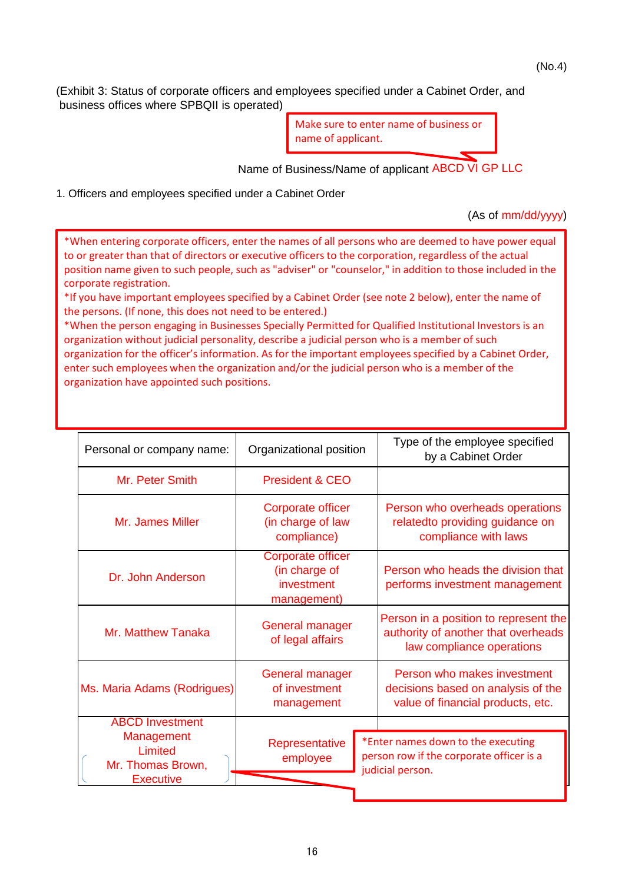(No.4)

(Exhibit 3: Status of corporate officers and employees specified under a Cabinet Order, and business offices where SPBQII is operated)

Make sure to enter name of business or name of applicant.

Name of Business/Name of applicant ABCD VI GP LLC

1. Officers and employees specified under a Cabinet Order

(As of mm/dd/yyyy)

*When entering corporate officers, enter the names of all persons who are deemed to have power equal to or greater than that of directors or executive officers to the corporation, regardless of the actual position name given to such people, such as "adviser" or "counselor," in addition to those included in the corporate registration.
*If you have important employees specified by a Cabinet Order (see note 2 below), enter the name of the persons. (If none, this does not need to be entered.)
*When the person engaging in Businesses Specially Permitted for Qualified Institutional Investors is an organization without judicial personality, describe a judicial person who is a member of such organization for the officer's information. As for the important employees specified by a Cabinet Order, enter such employees when the organization and/or the judicial person who is a member of the organization have appointed such positions.

| Personal or company name: | Organizational position | Type of the employee specified by a Cabinet Order |
|---|---|---|
| Mr. Peter Smith | President & CEO | |
| Mr. James Miller | Corporate officer (in charge of law compliance) | Person who overheads operations relatedto providing guidance on compliance with laws |
| Dr. John Anderson | Corporate officer (in charge of investment management) | Person who heads the division that performs investment management |
| Mr. Matthew Tanaka | General manager of legal affairs | Person in a position to represent the authority of another that overheads law compliance operations |
| Ms. Maria Adams (Rodrigues) | General manager of investment management | Person who makes investment decisions based on analysis of the value of financial products, etc. |
| ABCD Investment Management Limited (Mr. Thomas Brown, Executive) | Representative employee | |

*Enter names down to the executing person row if the corporate officer is a judicial person.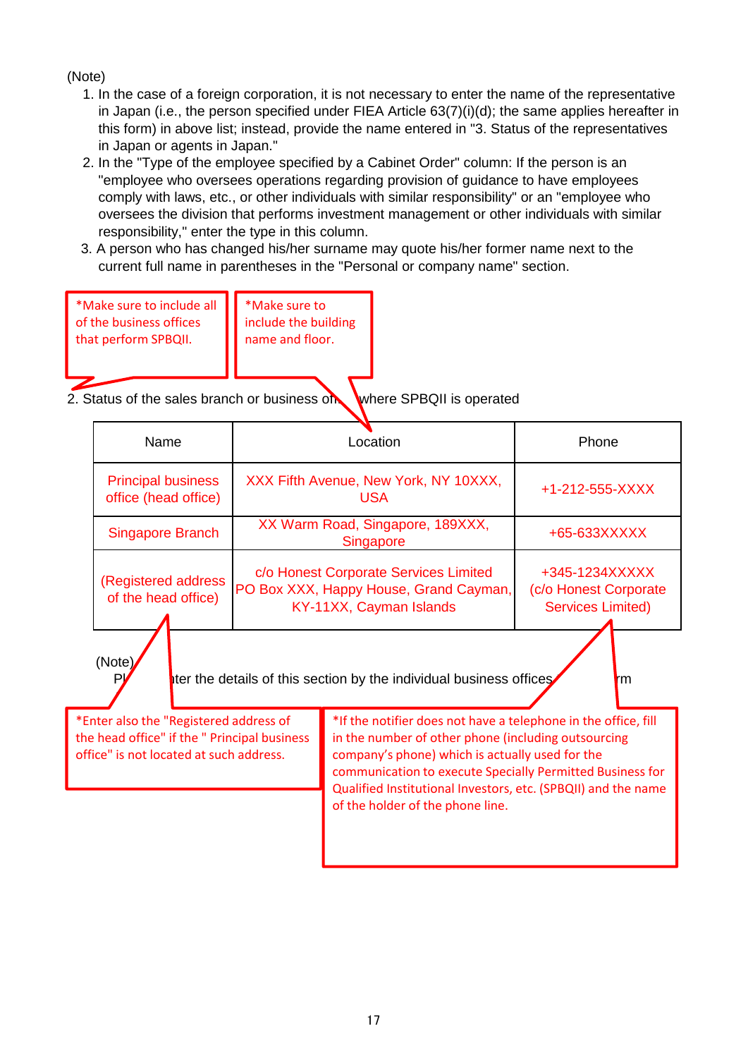(Note)

1. In the case of a foreign corporation, it is not necessary to enter the name of the representative in Japan (i.e., the person specified under FIEA Article 63(7)(i)(d); the same applies hereafter in this form) in above list; instead, provide the name entered in "3. Status of the representatives in Japan or agents in Japan."
2. In the "Type of the employee specified by a Cabinet Order" column: If the person is an "employee who oversees operations regarding provision of guidance to have employees comply with laws, etc., or other individuals with similar responsibility" or an "employee who oversees the division that performs investment management or other individuals with similar responsibility," enter the type in this column.
3. A person who has changed his/her surname may quote his/her former name next to the current full name in parentheses in the "Personal or company name" section.

*Make sure to include all of the business offices that perform SPBQII.

*Make sure to include the building name and floor.

2. Status of the sales branch or business of[...] where SPBQII is operated

| Name | Location | Phone |
|---|---|---|
| Principal business office (head office) | XXX Fifth Avenue, New York, NY 10XXX, USA | +1-212-555-XXXX |
| Singapore Branch | XX Warm Road, Singapore, 189XXX, Singapore | +65-633XXXXX |
| (Registered address of the head office) | c/o Honest Corporate Services Limited PO Box XXX, Happy House, Grand Cayman, KY-11XX, Cayman Islands | +345-1234XXXXX (c/o Honest Corporate Services Limited) |

(Note)
Pl[...] [en]ter the details of this section by the individual business offices [...]m

*Enter also the "Registered address of the head office" if the " Principal business office" is not located at such address.

*If the notifier does not have a telephone in the office, fill in the number of other phone (including outsourcing company's phone) which is actually used for the communication to execute Specially Permitted Business for Qualified Institutional Investors, etc. (SPBQII) and the name of the holder of the phone line.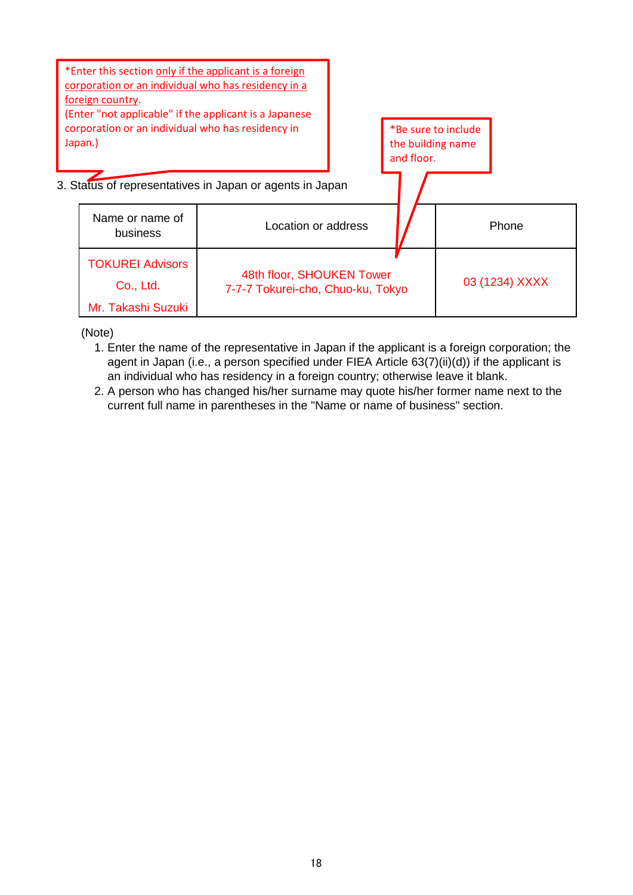*Enter this section only if the applicant is a foreign corporation or an individual who has residency in a foreign country.
(Enter "not applicable" if the applicant is a Japanese corporation or an individual who has residency in Japan.)

*Be sure to include the building name and floor.

3. Status of representatives in Japan or agents in Japan

| Name or name of business | Location or address | Phone |
|---|---|---|
| TOKUREI Advisors Co., Ltd.<br>Mr. Takashi Suzuki | 48th floor, SHOUKEN Tower<br>7-7-7 Tokurei-cho, Chuo-ku, Tokyo | 03 (1234) XXXX |

(Note)

1. Enter the name of the representative in Japan if the applicant is a foreign corporation; the agent in Japan (i.e., a person specified under FIEA Article 63(7)(ii)(d)) if the applicant is an individual who has residency in a foreign country; otherwise leave it blank.
2. A person who has changed his/her surname may quote his/her former name next to the current full name in parentheses in the "Name or name of business" section.